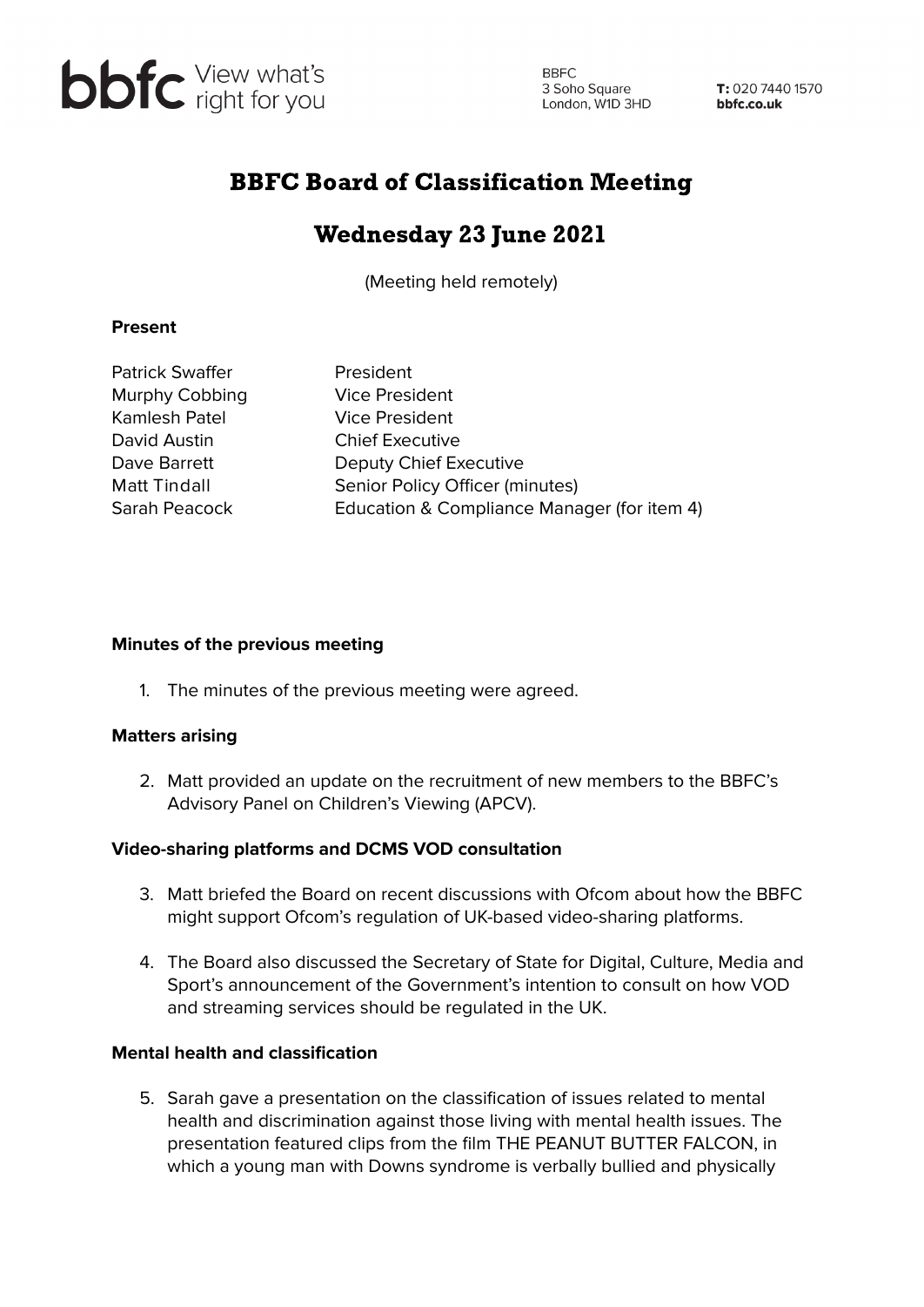# BBFC Board of Classification Meeting

## Wednesday 23 June 2021

(Meeting held remotely)

**Present**

| | |
|---|---|
| Patrick Swaffer | President |
| Murphy Cobbing | Vice President |
| Kamlesh Patel | Vice President |
| David Austin | Chief Executive |
| Dave Barrett | Deputy Chief Executive |
| Matt Tindall | Senior Policy Officer (minutes) |
| Sarah Peacock | Education & Compliance Manager (for item 4) |

**Minutes of the previous meeting**

1. The minutes of the previous meeting were agreed.

**Matters arising**

2. Matt provided an update on the recruitment of new members to the BBFC's Advisory Panel on Children's Viewing (APCV).

**Video-sharing platforms and DCMS VOD consultation**

3. Matt briefed the Board on recent discussions with Ofcom about how the BBFC might support Ofcom's regulation of UK-based video-sharing platforms.

4. The Board also discussed the Secretary of State for Digital, Culture, Media and Sport's announcement of the Government's intention to consult on how VOD and streaming services should be regulated in the UK.

**Mental health and classification**

5. Sarah gave a presentation on the classification of issues related to mental health and discrimination against those living with mental health issues. The presentation featured clips from the film THE PEANUT BUTTER FALCON, in which a young man with Downs syndrome is verbally bullied and physically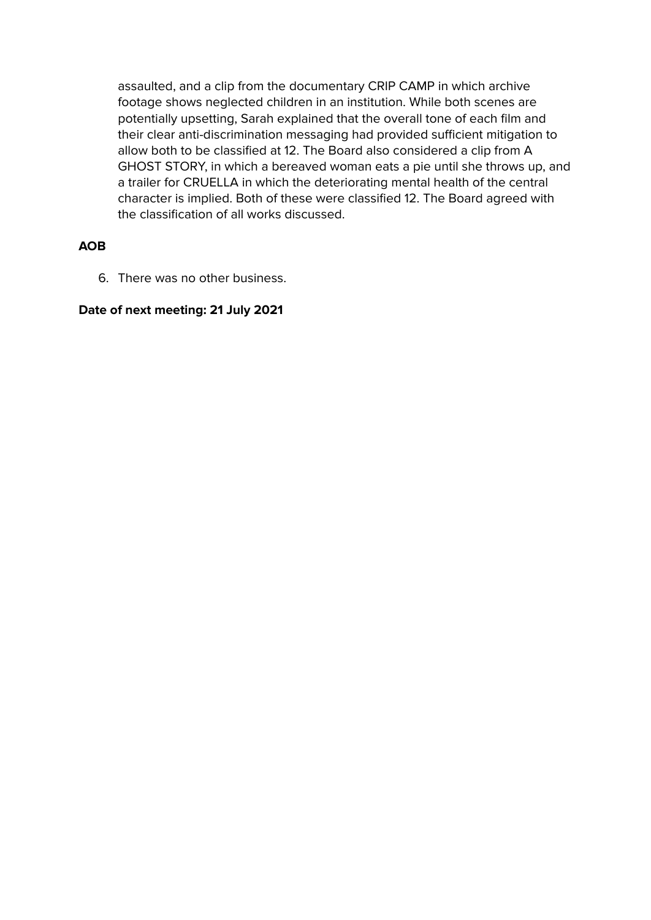assaulted, and a clip from the documentary CRIP CAMP in which archive footage shows neglected children in an institution. While both scenes are potentially upsetting, Sarah explained that the overall tone of each film and their clear anti-discrimination messaging had provided sufficient mitigation to allow both to be classified at 12. The Board also considered a clip from A GHOST STORY, in which a bereaved woman eats a pie until she throws up, and a trailer for CRUELLA in which the deteriorating mental health of the central character is implied. Both of these were classified 12. The Board agreed with the classification of all works discussed.

**AOB**

6. There was no other business.

**Date of next meeting: 21 July 2021**